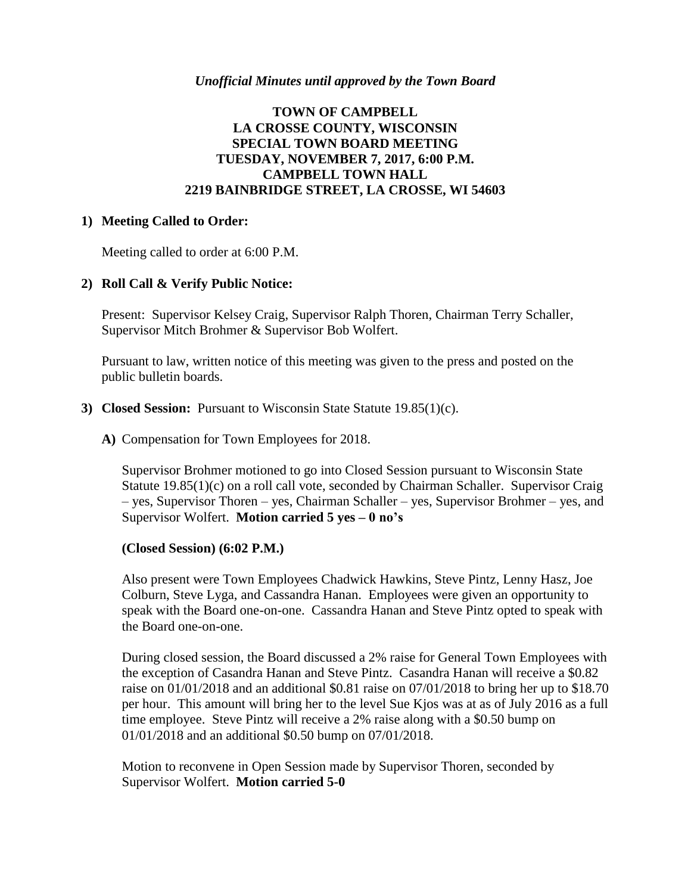*Unofficial Minutes until approved by the Town Board*

# TOWN OF CAMPBELL
# LA CROSSE COUNTY, WISCONSIN
# SPECIAL TOWN BOARD MEETING
# TUESDAY, NOVEMBER 7, 2017, 6:00 P.M.
# CAMPBELL TOWN HALL
# 2219 BAINBRIDGE STREET, LA CROSSE, WI 54603

**1) Meeting Called to Order:**

Meeting called to order at 6:00 P.M.

**2) Roll Call & Verify Public Notice:**

Present: Supervisor Kelsey Craig, Supervisor Ralph Thoren, Chairman Terry Schaller, Supervisor Mitch Brohmer & Supervisor Bob Wolfert.

Pursuant to law, written notice of this meeting was given to the press and posted on the public bulletin boards.

**3) Closed Session:** Pursuant to Wisconsin State Statute 19.85(1)(c).

**A)** Compensation for Town Employees for 2018.

Supervisor Brohmer motioned to go into Closed Session pursuant to Wisconsin State Statute 19.85(1)(c) on a roll call vote, seconded by Chairman Schaller. Supervisor Craig – yes, Supervisor Thoren – yes, Chairman Schaller – yes, Supervisor Brohmer – yes, and Supervisor Wolfert. **Motion carried 5 yes – 0 no's**

**(Closed Session) (6:02 P.M.)**

Also present were Town Employees Chadwick Hawkins, Steve Pintz, Lenny Hasz, Joe Colburn, Steve Lyga, and Cassandra Hanan. Employees were given an opportunity to speak with the Board one-on-one. Cassandra Hanan and Steve Pintz opted to speak with the Board one-on-one.

During closed session, the Board discussed a 2% raise for General Town Employees with the exception of Casandra Hanan and Steve Pintz. Casandra Hanan will receive a $0.82 raise on 01/01/2018 and an additional $0.81 raise on 07/01/2018 to bring her up to $18.70 per hour. This amount will bring her to the level Sue Kjos was at as of July 2016 as a full time employee. Steve Pintz will receive a 2% raise along with a $0.50 bump on 01/01/2018 and an additional $0.50 bump on 07/01/2018.

Motion to reconvene in Open Session made by Supervisor Thoren, seconded by Supervisor Wolfert. **Motion carried 5-0**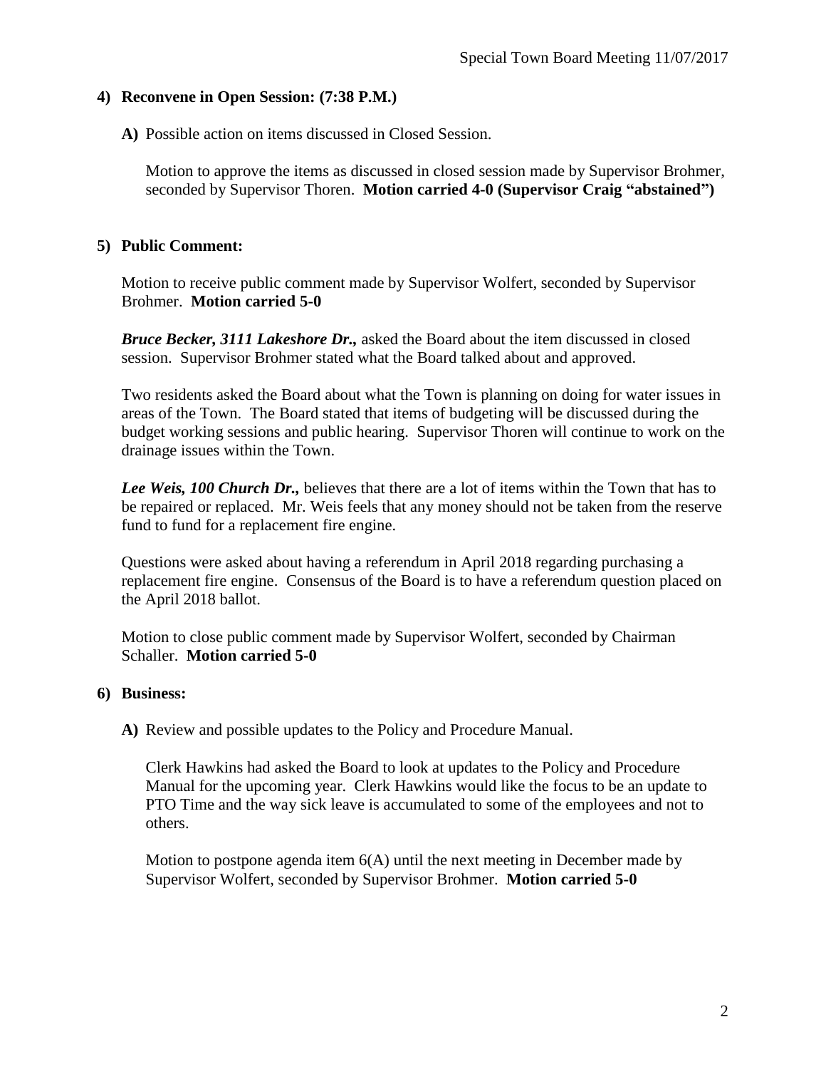**4) Reconvene in Open Session: (7:38 P.M.)**

**A)** Possible action on items discussed in Closed Session.

Motion to approve the items as discussed in closed session made by Supervisor Brohmer, seconded by Supervisor Thoren. **Motion carried 4-0 (Supervisor Craig "abstained")**

**5) Public Comment:**

Motion to receive public comment made by Supervisor Wolfert, seconded by Supervisor Brohmer. **Motion carried 5-0**

***Bruce Becker, 3111 Lakeshore Dr.,*** asked the Board about the item discussed in closed session. Supervisor Brohmer stated what the Board talked about and approved.

Two residents asked the Board about what the Town is planning on doing for water issues in areas of the Town. The Board stated that items of budgeting will be discussed during the budget working sessions and public hearing. Supervisor Thoren will continue to work on the drainage issues within the Town.

***Lee Weis, 100 Church Dr.,*** believes that there are a lot of items within the Town that has to be repaired or replaced. Mr. Weis feels that any money should not be taken from the reserve fund to fund for a replacement fire engine.

Questions were asked about having a referendum in April 2018 regarding purchasing a replacement fire engine. Consensus of the Board is to have a referendum question placed on the April 2018 ballot.

Motion to close public comment made by Supervisor Wolfert, seconded by Chairman Schaller. **Motion carried 5-0**

**6) Business:**

**A)** Review and possible updates to the Policy and Procedure Manual.

Clerk Hawkins had asked the Board to look at updates to the Policy and Procedure Manual for the upcoming year. Clerk Hawkins would like the focus to be an update to PTO Time and the way sick leave is accumulated to some of the employees and not to others.

Motion to postpone agenda item 6(A) until the next meeting in December made by Supervisor Wolfert, seconded by Supervisor Brohmer. **Motion carried 5-0**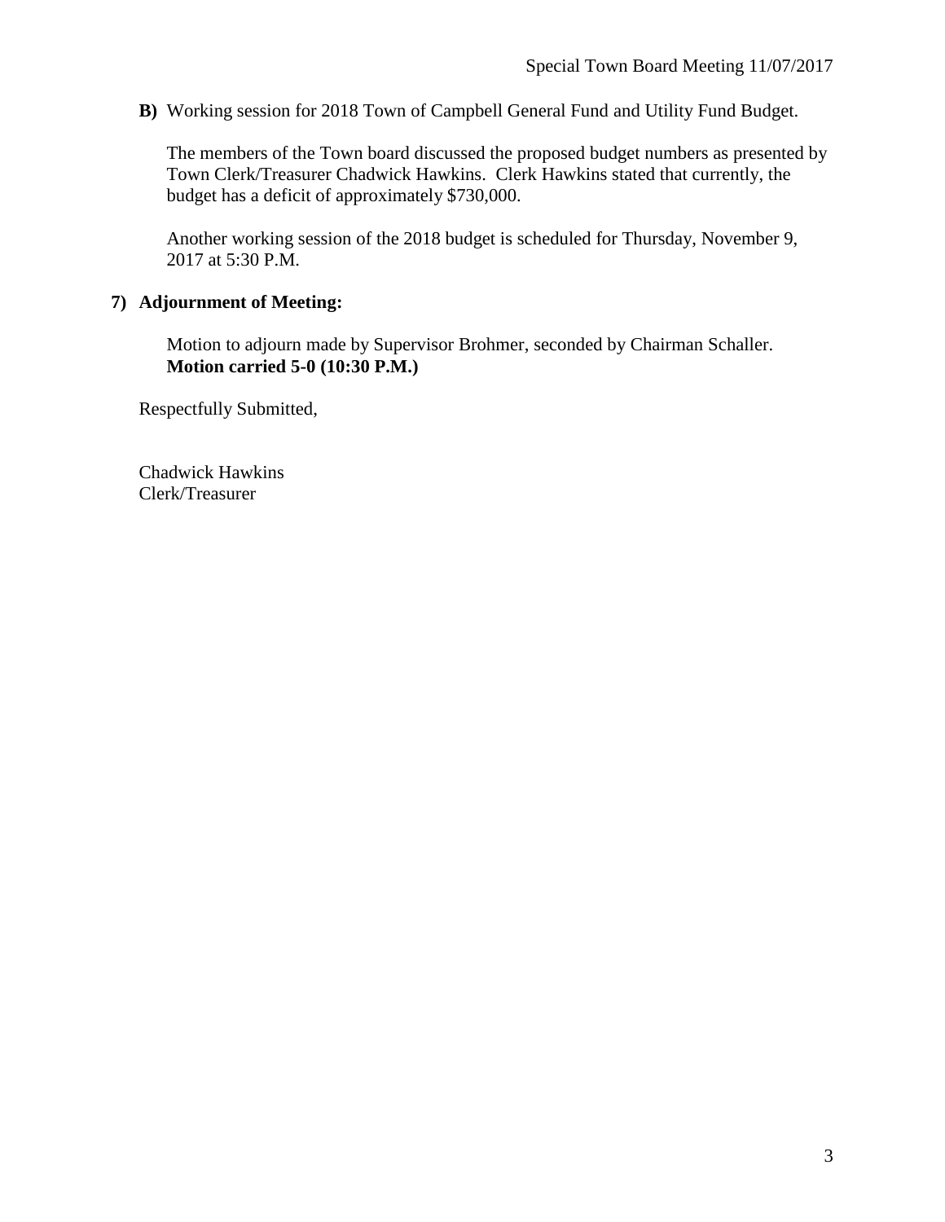**B)** Working session for 2018 Town of Campbell General Fund and Utility Fund Budget.

The members of the Town board discussed the proposed budget numbers as presented by Town Clerk/Treasurer Chadwick Hawkins. Clerk Hawkins stated that currently, the budget has a deficit of approximately $730,000.

Another working session of the 2018 budget is scheduled for Thursday, November 9, 2017 at 5:30 P.M.

**7) Adjournment of Meeting:**

Motion to adjourn made by Supervisor Brohmer, seconded by Chairman Schaller.
**Motion carried 5-0 (10:30 P.M.)**

Respectfully Submitted,

Chadwick Hawkins
Clerk/Treasurer